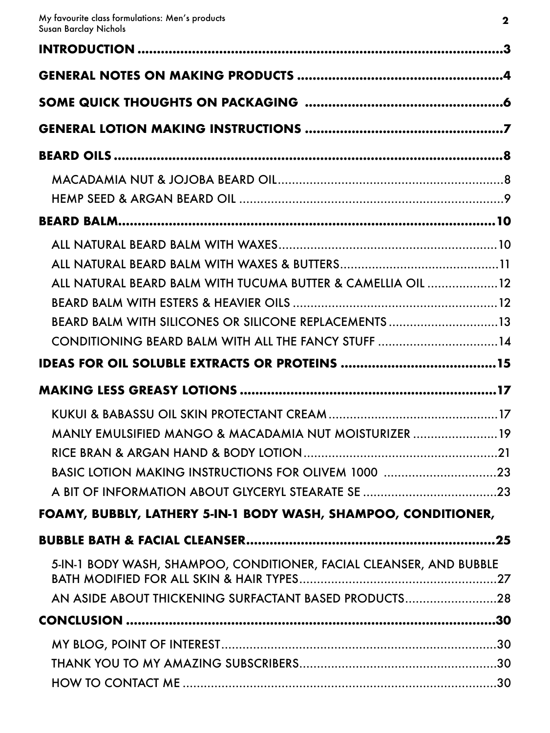**INTRODUCTION** ........................................................................................3

**GENERAL NOTES ON MAKING PRODUCTS** ....................................................4

**SOME QUICK THOUGHTS ON PACKAGING** ....................................................6

**GENERAL LOTION MAKING INSTRUCTIONS** ....................................................7

**BEARD OILS** ........................................................................................8

- MACADAMIA NUT & JOJOBA BEARD OIL................................................................8
- HEMP SEED & ARGAN BEARD OIL .........................................................................9

**BEARD BALM**........................................................................................10

- ALL NATURAL BEARD BALM WITH WAXES...............................................................10
- ALL NATURAL BEARD BALM WITH WAXES & BUTTERS.............................................11
- ALL NATURAL BEARD BALM WITH TUCUMA BUTTER & CAMELLIA OIL ....................12
- BEARD BALM WITH ESTERS & HEAVIER OILS ..........................................................12
- BEARD BALM WITH SILICONES OR SILICONE REPLACEMENTS ...............................13
- CONDITIONING BEARD BALM WITH ALL THE FANCY STUFF ..................................14

**IDEAS FOR OIL SOLUBLE EXTRACTS OR PROTEINS** ........................................15

**MAKING LESS GREASY LOTIONS** ..................................................................17

- KUKUI & BABASSU OIL SKIN PROTECTANT CREAM................................................17
- MANLY EMULSIFIED MANGO & MACADAMIA NUT MOISTURIZER ........................19
- RICE BRAN & ARGAN HAND & BODY LOTION.......................................................21
- BASIC LOTION MAKING INSTRUCTIONS FOR OLIVEM 1000 ................................23
- A BIT OF INFORMATION ABOUT GLYCERYL STEARATE SE .......................................23

**FOAMY, BUBBLY, LATHERY 5-IN-1 BODY WASH, SHAMPOO, CONDITIONER, BUBBLE BATH & FACIAL CLEANSER**................................................................25

- 5-IN-1 BODY WASH, SHAMPOO, CONDITIONER, FACIAL CLEANSER, AND BUBBLE BATH MODIFIED FOR ALL SKIN & HAIR TYPES........................................................27
- AN ASIDE ABOUT THICKENING SURFACTANT BASED PRODUCTS..........................28

**CONCLUSION** ........................................................................................30

- MY BLOG, POINT OF INTEREST..............................................................................30
- THANK YOU TO MY AMAZING SUBSCRIBERS.......................................................30
- HOW TO CONTACT ME ..........................................................................................30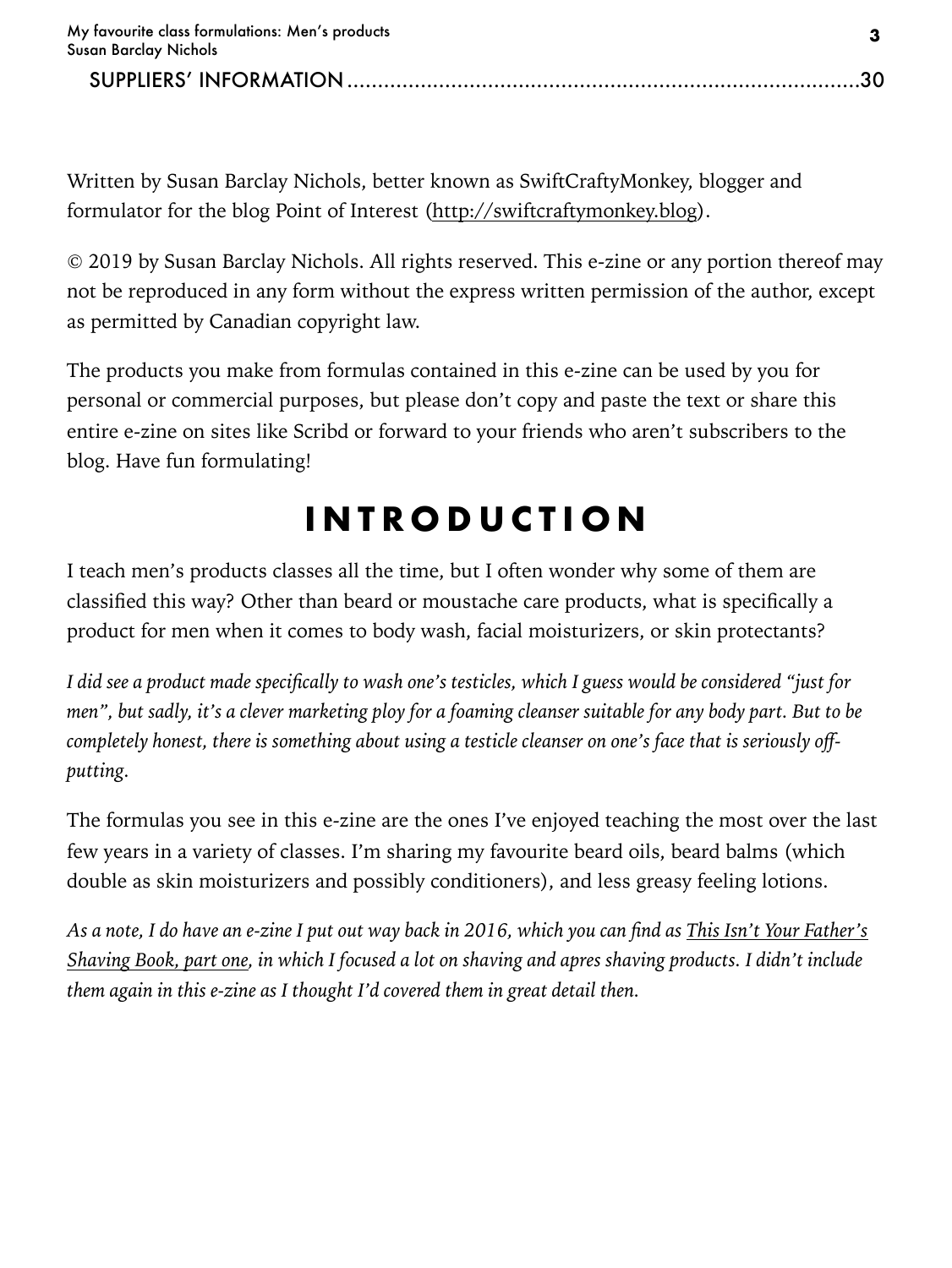SUPPLIERS' INFORMATION ....................................................................................30

Written by Susan Barclay Nichols, better known as SwiftCraftyMonkey, blogger and formulator for the blog Point of Interest (http://swiftcraftymonkey.blog).

© 2019 by Susan Barclay Nichols. All rights reserved. This e-zine or any portion thereof may not be reproduced in any form without the express written permission of the author, except as permitted by Canadian copyright law.

The products you make from formulas contained in this e-zine can be used by you for personal or commercial purposes, but please don't copy and paste the text or share this entire e-zine on sites like Scribd or forward to your friends who aren't subscribers to the blog. Have fun formulating!

# INTRODUCTION

I teach men's products classes all the time, but I often wonder why some of them are classified this way? Other than beard or moustache care products, what is specifically a product for men when it comes to body wash, facial moisturizers, or skin protectants?

*I did see a product made specifically to wash one's testicles, which I guess would be considered "just for men", but sadly, it's a clever marketing ploy for a foaming cleanser suitable for any body part. But to be completely honest, there is something about using a testicle cleanser on one's face that is seriously off-putting.*

The formulas you see in this e-zine are the ones I've enjoyed teaching the most over the last few years in a variety of classes. I'm sharing my favourite beard oils, beard balms (which double as skin moisturizers and possibly conditioners), and less greasy feeling lotions.

*As a note, I do have an e-zine I put out way back in 2016, which you can find as This Isn't Your Father's Shaving Book, part one, in which I focused a lot on shaving and apres shaving products. I didn't include them again in this e-zine as I thought I'd covered them in great detail then.*